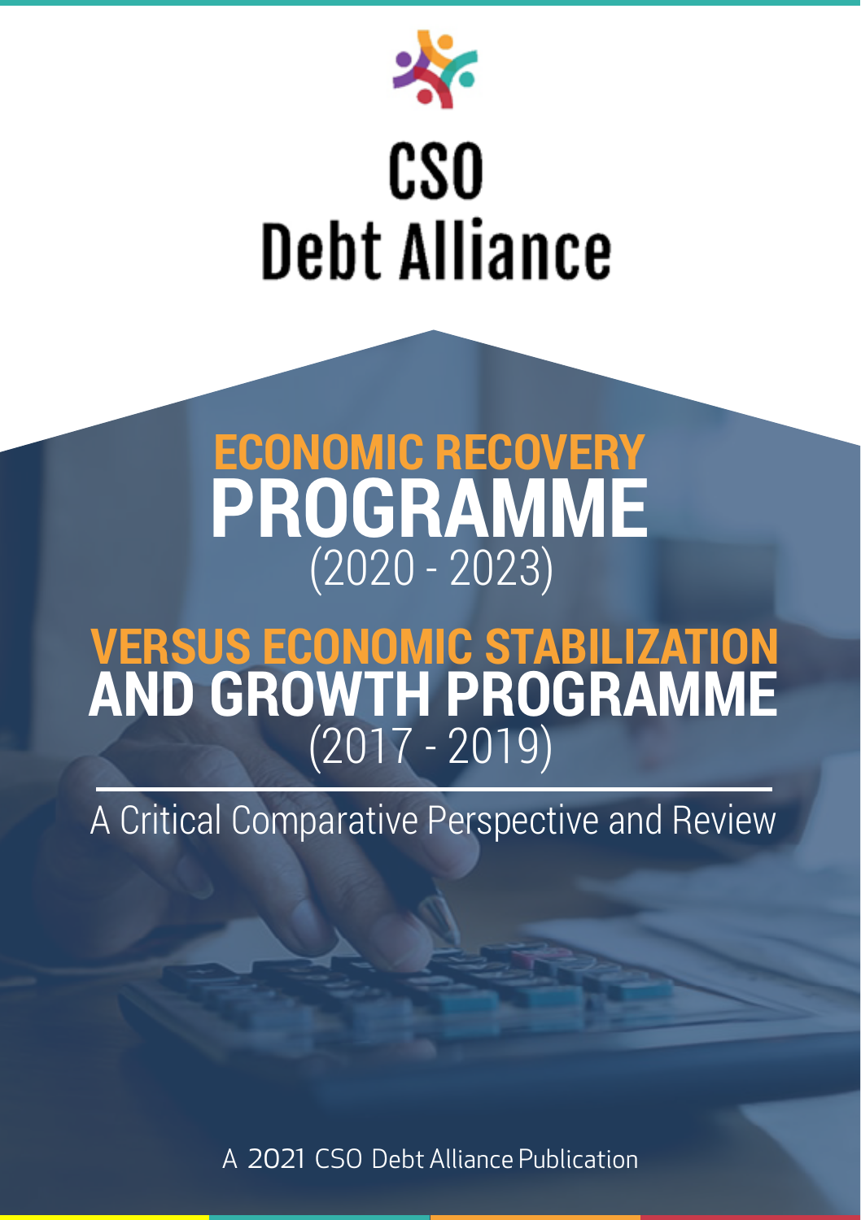# CSO Debt Alliance

# ECONOMIC RECOVERY PROGRAMME (2020 - 2023)

# VERSUS ECONOMIC STABILIZATION AND GROWTH PROGRAMME (2017 - 2019)

## A Critical Comparative Perspective and Review

A 2021 CSO Debt Alliance Publication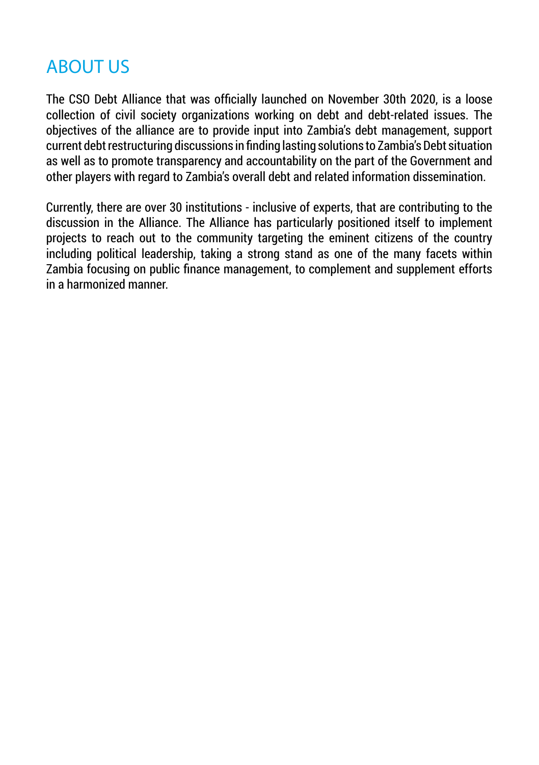# ABOUT US

The CSO Debt Alliance that was officially launched on November 30th 2020, is a loose collection of civil society organizations working on debt and debt-related issues. The objectives of the alliance are to provide input into Zambia's debt management, support current debt restructuring discussions in finding lasting solutions to Zambia's Debt situation as well as to promote transparency and accountability on the part of the Government and other players with regard to Zambia's overall debt and related information dissemination.

Currently, there are over 30 institutions - inclusive of experts, that are contributing to the discussion in the Alliance. The Alliance has particularly positioned itself to implement projects to reach out to the community targeting the eminent citizens of the country including political leadership, taking a strong stand as one of the many facets within Zambia focusing on public finance management, to complement and supplement efforts in a harmonized manner.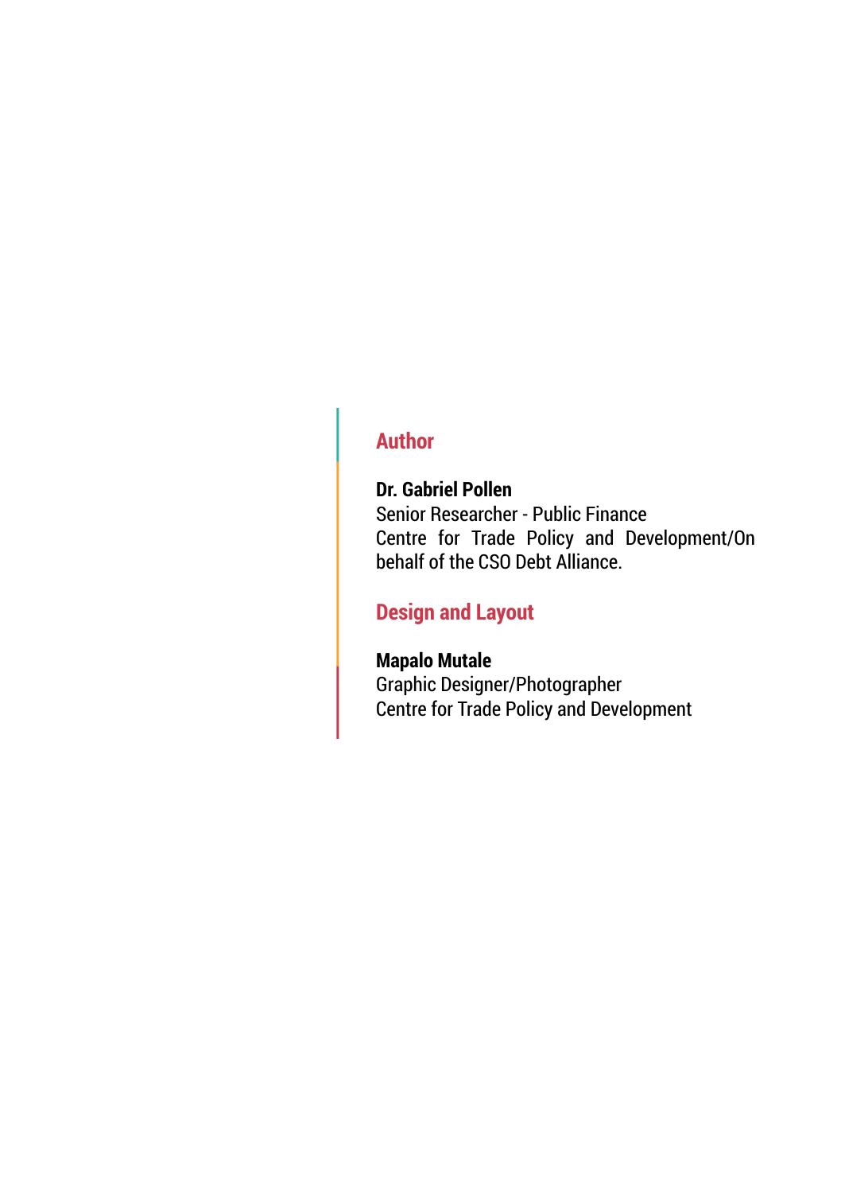## Author

**Dr. Gabriel Pollen**
Senior Researcher - Public Finance
Centre for Trade Policy and Development/On behalf of the CSO Debt Alliance.

## Design and Layout

**Mapalo Mutale**
Graphic Designer/Photographer
Centre for Trade Policy and Development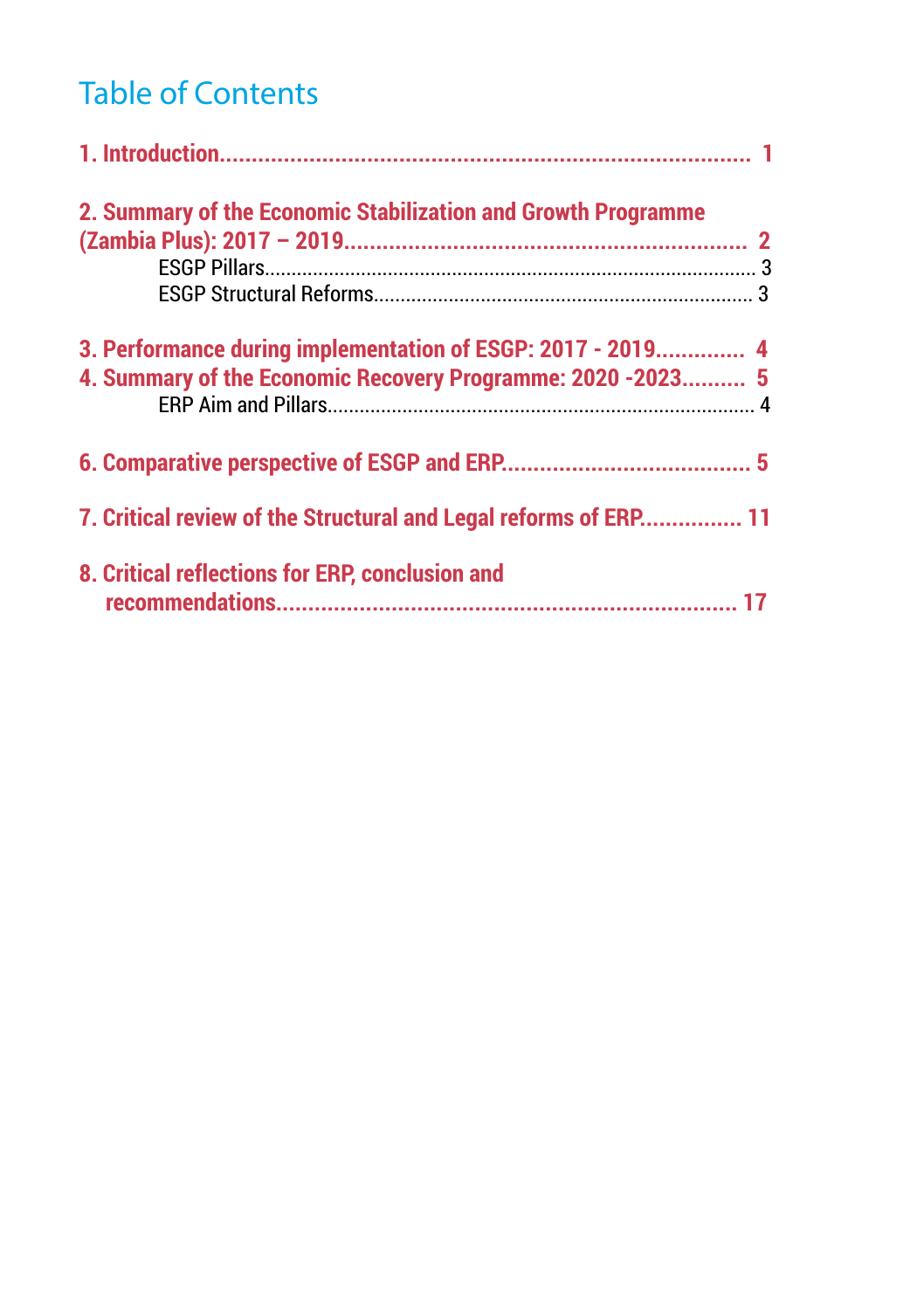# Table of Contents

**1. Introduction.................................................................................... 1**

**2. Summary of the Economic Stabilization and Growth Programme (Zambia Plus): 2017 – 2019............................................................... 2**

ESGP Pillars........................................................................................ 3

ESGP Structural Reforms..................................................................... 3

**3. Performance during implementation of ESGP: 2017 - 2019............. 4**

**4. Summary of the Economic Recovery Programme: 2020 -2023.......... 5**

ERP Aim and Pillars.............................................................................. 4

**6. Comparative perspective of ESGP and ERP...................................... 5**

**7. Critical review of the Structural and Legal reforms of ERP................ 11**

**8. Critical reflections for ERP, conclusion and recommendations........................................................................ 17**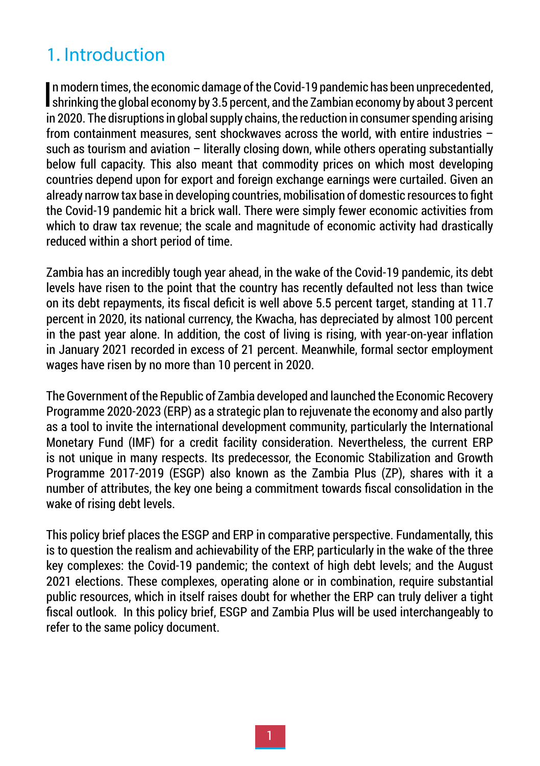# 1. Introduction

In modern times, the economic damage of the Covid-19 pandemic has been unprecedented, shrinking the global economy by 3.5 percent, and the Zambian economy by about 3 percent in 2020. The disruptions in global supply chains, the reduction in consumer spending arising from containment measures, sent shockwaves across the world, with entire industries – such as tourism and aviation – literally closing down, while others operating substantially below full capacity. This also meant that commodity prices on which most developing countries depend upon for export and foreign exchange earnings were curtailed. Given an already narrow tax base in developing countries, mobilisation of domestic resources to fight the Covid-19 pandemic hit a brick wall. There were simply fewer economic activities from which to draw tax revenue; the scale and magnitude of economic activity had drastically reduced within a short period of time.

Zambia has an incredibly tough year ahead, in the wake of the Covid-19 pandemic, its debt levels have risen to the point that the country has recently defaulted not less than twice on its debt repayments, its fiscal deficit is well above 5.5 percent target, standing at 11.7 percent in 2020, its national currency, the Kwacha, has depreciated by almost 100 percent in the past year alone. In addition, the cost of living is rising, with year-on-year inflation in January 2021 recorded in excess of 21 percent. Meanwhile, formal sector employment wages have risen by no more than 10 percent in 2020.

The Government of the Republic of Zambia developed and launched the Economic Recovery Programme 2020-2023 (ERP) as a strategic plan to rejuvenate the economy and also partly as a tool to invite the international development community, particularly the International Monetary Fund (IMF) for a credit facility consideration. Nevertheless, the current ERP is not unique in many respects. Its predecessor, the Economic Stabilization and Growth Programme 2017-2019 (ESGP) also known as the Zambia Plus (ZP), shares with it a number of attributes, the key one being a commitment towards fiscal consolidation in the wake of rising debt levels.

This policy brief places the ESGP and ERP in comparative perspective. Fundamentally, this is to question the realism and achievability of the ERP, particularly in the wake of the three key complexes: the Covid-19 pandemic; the context of high debt levels; and the August 2021 elections. These complexes, operating alone or in combination, require substantial public resources, which in itself raises doubt for whether the ERP can truly deliver a tight fiscal outlook. In this policy brief, ESGP and Zambia Plus will be used interchangeably to refer to the same policy document.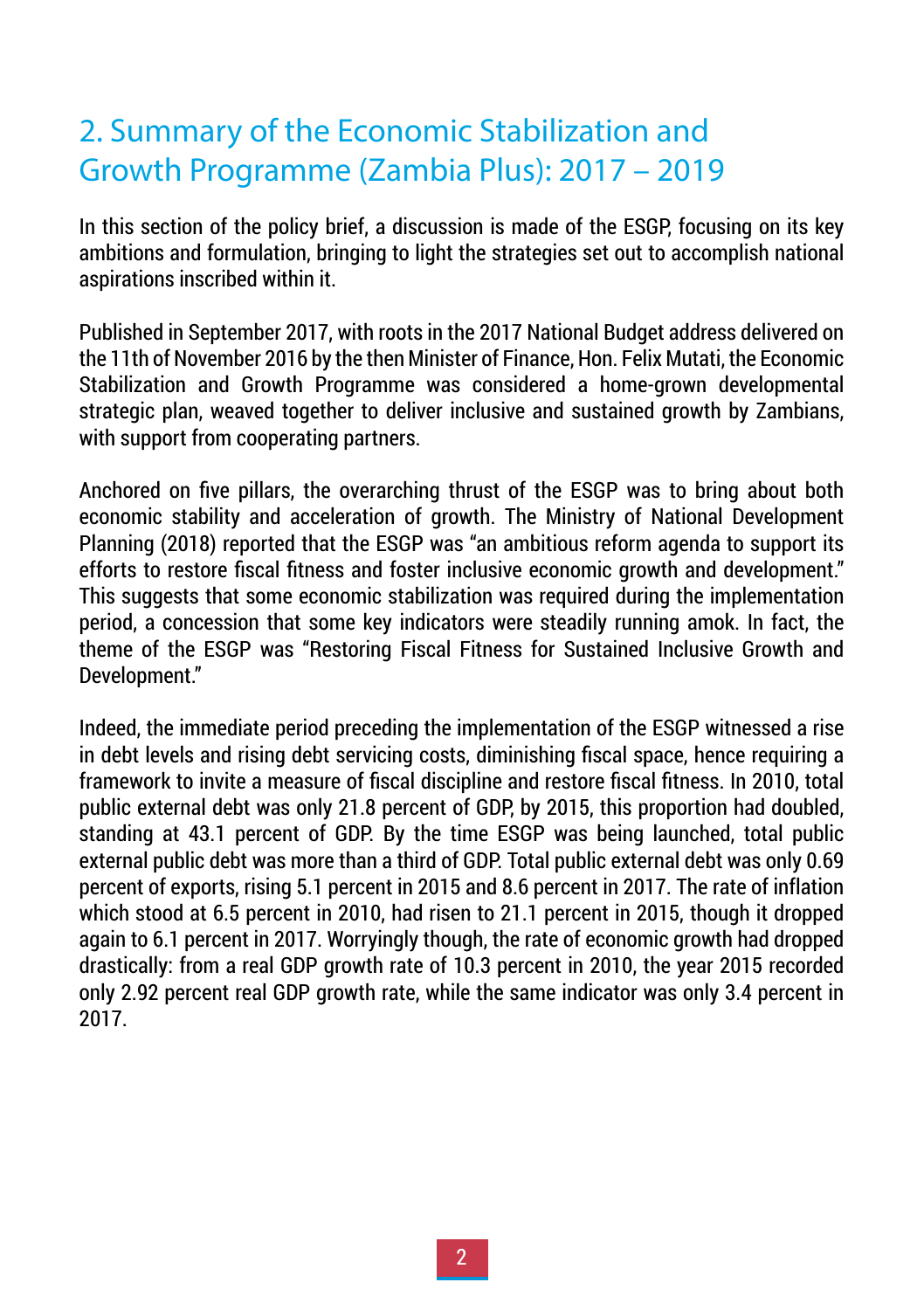## 2. Summary of the Economic Stabilization and Growth Programme (Zambia Plus): 2017 – 2019

In this section of the policy brief, a discussion is made of the ESGP, focusing on its key ambitions and formulation, bringing to light the strategies set out to accomplish national aspirations inscribed within it.

Published in September 2017, with roots in the 2017 National Budget address delivered on the 11th of November 2016 by the then Minister of Finance, Hon. Felix Mutati, the Economic Stabilization and Growth Programme was considered a home-grown developmental strategic plan, weaved together to deliver inclusive and sustained growth by Zambians, with support from cooperating partners.

Anchored on five pillars, the overarching thrust of the ESGP was to bring about both economic stability and acceleration of growth. The Ministry of National Development Planning (2018) reported that the ESGP was "an ambitious reform agenda to support its efforts to restore fiscal fitness and foster inclusive economic growth and development." This suggests that some economic stabilization was required during the implementation period, a concession that some key indicators were steadily running amok. In fact, the theme of the ESGP was "Restoring Fiscal Fitness for Sustained Inclusive Growth and Development."

Indeed, the immediate period preceding the implementation of the ESGP witnessed a rise in debt levels and rising debt servicing costs, diminishing fiscal space, hence requiring a framework to invite a measure of fiscal discipline and restore fiscal fitness. In 2010, total public external debt was only 21.8 percent of GDP, by 2015, this proportion had doubled, standing at 43.1 percent of GDP. By the time ESGP was being launched, total public external public debt was more than a third of GDP. Total public external debt was only 0.69 percent of exports, rising 5.1 percent in 2015 and 8.6 percent in 2017. The rate of inflation which stood at 6.5 percent in 2010, had risen to 21.1 percent in 2015, though it dropped again to 6.1 percent in 2017. Worryingly though, the rate of economic growth had dropped drastically: from a real GDP growth rate of 10.3 percent in 2010, the year 2015 recorded only 2.92 percent real GDP growth rate, while the same indicator was only 3.4 percent in 2017.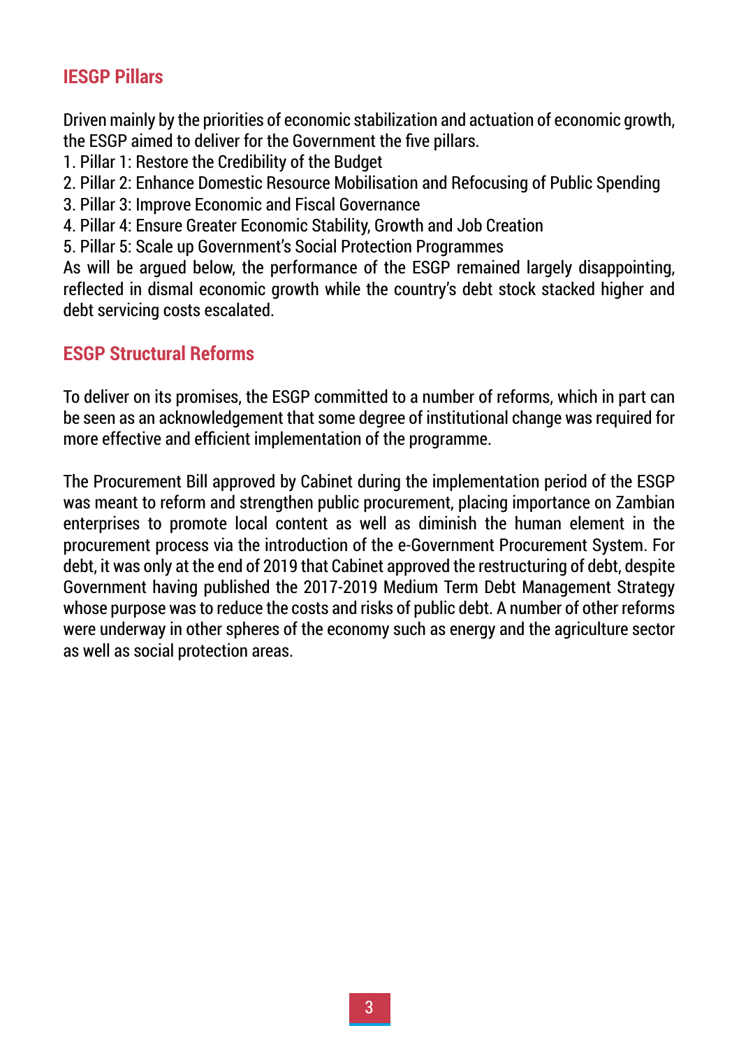## IESGP Pillars

Driven mainly by the priorities of economic stabilization and actuation of economic growth, the ESGP aimed to deliver for the Government the five pillars.

1. Pillar 1: Restore the Credibility of the Budget
2. Pillar 2: Enhance Domestic Resource Mobilisation and Refocusing of Public Spending
3. Pillar 3: Improve Economic and Fiscal Governance
4. Pillar 4: Ensure Greater Economic Stability, Growth and Job Creation
5. Pillar 5: Scale up Government's Social Protection Programmes

As will be argued below, the performance of the ESGP remained largely disappointing, reflected in dismal economic growth while the country's debt stock stacked higher and debt servicing costs escalated.

## ESGP Structural Reforms

To deliver on its promises, the ESGP committed to a number of reforms, which in part can be seen as an acknowledgement that some degree of institutional change was required for more effective and efficient implementation of the programme.

The Procurement Bill approved by Cabinet during the implementation period of the ESGP was meant to reform and strengthen public procurement, placing importance on Zambian enterprises to promote local content as well as diminish the human element in the procurement process via the introduction of the e-Government Procurement System. For debt, it was only at the end of 2019 that Cabinet approved the restructuring of debt, despite Government having published the 2017-2019 Medium Term Debt Management Strategy whose purpose was to reduce the costs and risks of public debt. A number of other reforms were underway in other spheres of the economy such as energy and the agriculture sector as well as social protection areas.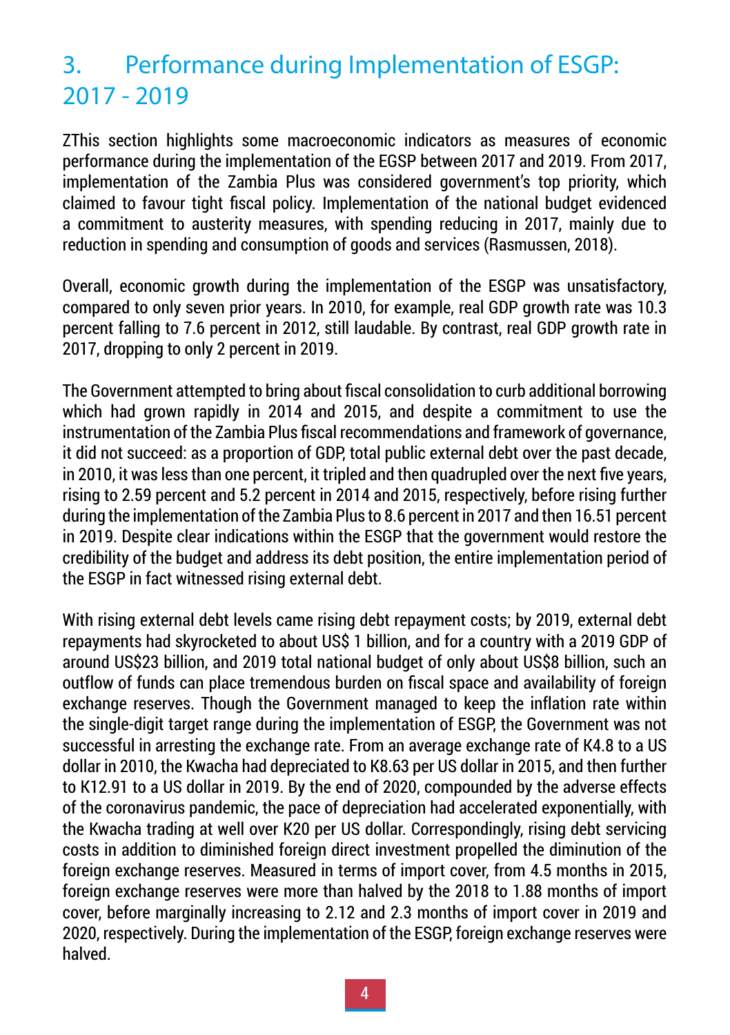## 3. Performance during Implementation of ESGP: 2017 - 2019

ZThis section highlights some macroeconomic indicators as measures of economic performance during the implementation of the EGSP between 2017 and 2019. From 2017, implementation of the Zambia Plus was considered government's top priority, which claimed to favour tight fiscal policy. Implementation of the national budget evidenced a commitment to austerity measures, with spending reducing in 2017, mainly due to reduction in spending and consumption of goods and services (Rasmussen, 2018).

Overall, economic growth during the implementation of the ESGP was unsatisfactory, compared to only seven prior years. In 2010, for example, real GDP growth rate was 10.3 percent falling to 7.6 percent in 2012, still laudable. By contrast, real GDP growth rate in 2017, dropping to only 2 percent in 2019.

The Government attempted to bring about fiscal consolidation to curb additional borrowing which had grown rapidly in 2014 and 2015, and despite a commitment to use the instrumentation of the Zambia Plus fiscal recommendations and framework of governance, it did not succeed: as a proportion of GDP, total public external debt over the past decade, in 2010, it was less than one percent, it tripled and then quadrupled over the next five years, rising to 2.59 percent and 5.2 percent in 2014 and 2015, respectively, before rising further during the implementation of the Zambia Plus to 8.6 percent in 2017 and then 16.51 percent in 2019. Despite clear indications within the ESGP that the government would restore the credibility of the budget and address its debt position, the entire implementation period of the ESGP in fact witnessed rising external debt.

With rising external debt levels came rising debt repayment costs; by 2019, external debt repayments had skyrocketed to about US$ 1 billion, and for a country with a 2019 GDP of around US$23 billion, and 2019 total national budget of only about US$8 billion, such an outflow of funds can place tremendous burden on fiscal space and availability of foreign exchange reserves. Though the Government managed to keep the inflation rate within the single-digit target range during the implementation of ESGP, the Government was not successful in arresting the exchange rate. From an average exchange rate of K4.8 to a US dollar in 2010, the Kwacha had depreciated to K8.63 per US dollar in 2015, and then further to K12.91 to a US dollar in 2019. By the end of 2020, compounded by the adverse effects of the coronavirus pandemic, the pace of depreciation had accelerated exponentially, with the Kwacha trading at well over K20 per US dollar. Correspondingly, rising debt servicing costs in addition to diminished foreign direct investment propelled the diminution of the foreign exchange reserves. Measured in terms of import cover, from 4.5 months in 2015, foreign exchange reserves were more than halved by the 2018 to 1.88 months of import cover, before marginally increasing to 2.12 and 2.3 months of import cover in 2019 and 2020, respectively. During the implementation of the ESGP, foreign exchange reserves were halved.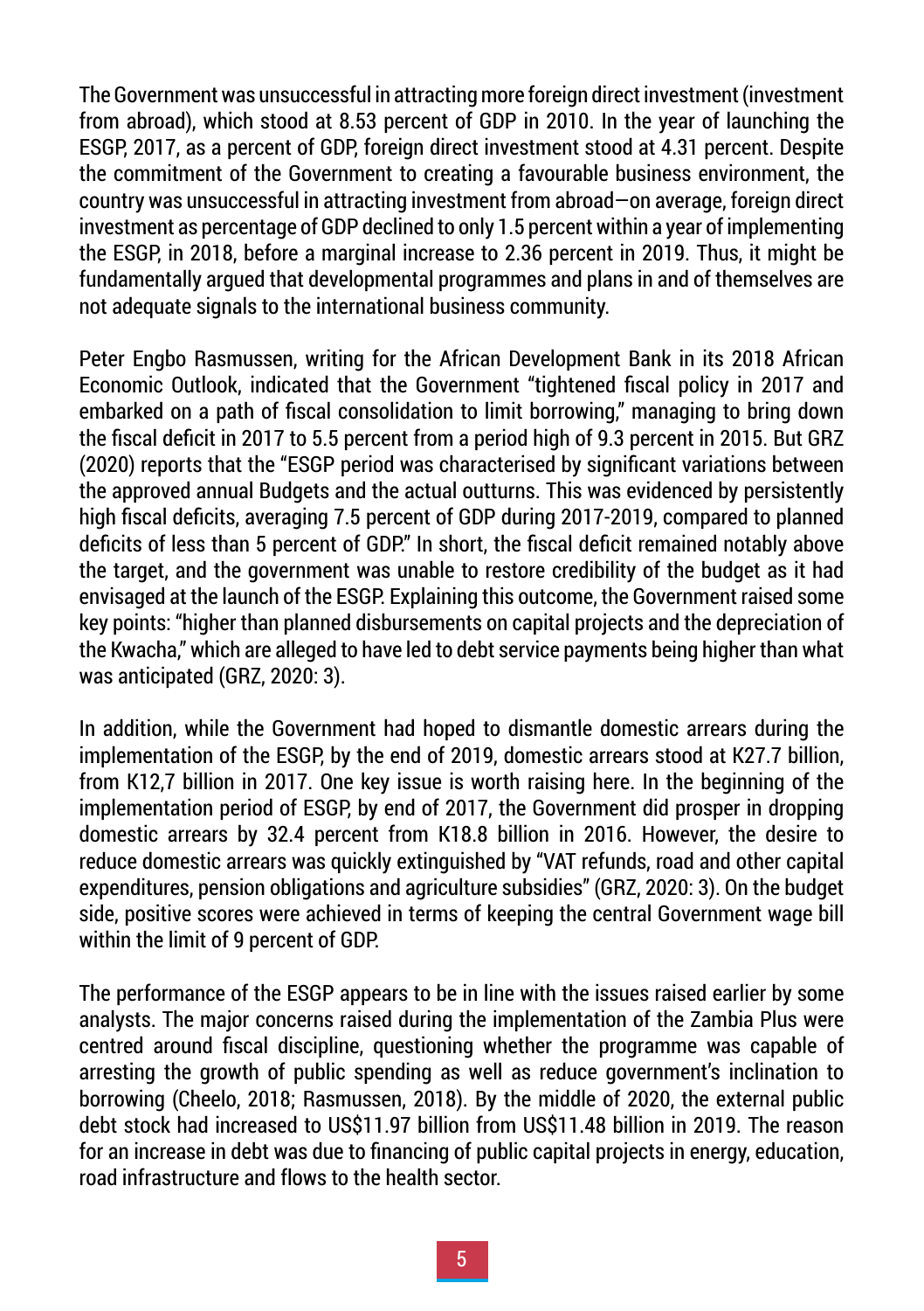The Government was unsuccessful in attracting more foreign direct investment (investment from abroad), which stood at 8.53 percent of GDP in 2010. In the year of launching the ESGP, 2017, as a percent of GDP, foreign direct investment stood at 4.31 percent. Despite the commitment of the Government to creating a favourable business environment, the country was unsuccessful in attracting investment from abroad—on average, foreign direct investment as percentage of GDP declined to only 1.5 percent within a year of implementing the ESGP, in 2018, before a marginal increase to 2.36 percent in 2019. Thus, it might be fundamentally argued that developmental programmes and plans in and of themselves are not adequate signals to the international business community.

Peter Engbo Rasmussen, writing for the African Development Bank in its 2018 African Economic Outlook, indicated that the Government "tightened fiscal policy in 2017 and embarked on a path of fiscal consolidation to limit borrowing," managing to bring down the fiscal deficit in 2017 to 5.5 percent from a period high of 9.3 percent in 2015. But GRZ (2020) reports that the "ESGP period was characterised by significant variations between the approved annual Budgets and the actual outturns. This was evidenced by persistently high fiscal deficits, averaging 7.5 percent of GDP during 2017-2019, compared to planned deficits of less than 5 percent of GDP." In short, the fiscal deficit remained notably above the target, and the government was unable to restore credibility of the budget as it had envisaged at the launch of the ESGP. Explaining this outcome, the Government raised some key points: "higher than planned disbursements on capital projects and the depreciation of the Kwacha," which are alleged to have led to debt service payments being higher than what was anticipated (GRZ, 2020: 3).

In addition, while the Government had hoped to dismantle domestic arrears during the implementation of the ESGP, by the end of 2019, domestic arrears stood at K27.7 billion, from K12,7 billion in 2017. One key issue is worth raising here. In the beginning of the implementation period of ESGP, by end of 2017, the Government did prosper in dropping domestic arrears by 32.4 percent from K18.8 billion in 2016. However, the desire to reduce domestic arrears was quickly extinguished by "VAT refunds, road and other capital expenditures, pension obligations and agriculture subsidies" (GRZ, 2020: 3). On the budget side, positive scores were achieved in terms of keeping the central Government wage bill within the limit of 9 percent of GDP.

The performance of the ESGP appears to be in line with the issues raised earlier by some analysts. The major concerns raised during the implementation of the Zambia Plus were centred around fiscal discipline, questioning whether the programme was capable of arresting the growth of public spending as well as reduce government's inclination to borrowing (Cheelo, 2018; Rasmussen, 2018). By the middle of 2020, the external public debt stock had increased to US$11.97 billion from US$11.48 billion in 2019. The reason for an increase in debt was due to financing of public capital projects in energy, education, road infrastructure and flows to the health sector.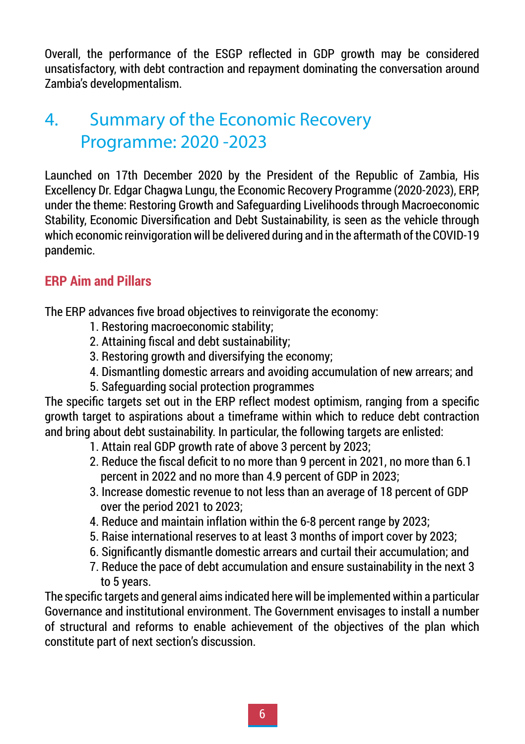Overall, the performance of the ESGP reflected in GDP growth may be considered unsatisfactory, with debt contraction and repayment dominating the conversation around Zambia's developmentalism.

# 4. Summary of the Economic Recovery Programme: 2020 -2023

Launched on 17th December 2020 by the President of the Republic of Zambia, His Excellency Dr. Edgar Chagwa Lungu, the Economic Recovery Programme (2020-2023), ERP, under the theme: Restoring Growth and Safeguarding Livelihoods through Macroeconomic Stability, Economic Diversification and Debt Sustainability, is seen as the vehicle through which economic reinvigoration will be delivered during and in the aftermath of the COVID-19 pandemic.

## ERP Aim and Pillars

The ERP advances five broad objectives to reinvigorate the economy:

1. Restoring macroeconomic stability;
2. Attaining fiscal and debt sustainability;
3. Restoring growth and diversifying the economy;
4. Dismantling domestic arrears and avoiding accumulation of new arrears; and
5. Safeguarding social protection programmes

The specific targets set out in the ERP reflect modest optimism, ranging from a specific growth target to aspirations about a timeframe within which to reduce debt contraction and bring about debt sustainability. In particular, the following targets are enlisted:

1. Attain real GDP growth rate of above 3 percent by 2023;
2. Reduce the fiscal deficit to no more than 9 percent in 2021, no more than 6.1 percent in 2022 and no more than 4.9 percent of GDP in 2023;
3. Increase domestic revenue to not less than an average of 18 percent of GDP over the period 2021 to 2023;
4. Reduce and maintain inflation within the 6-8 percent range by 2023;
5. Raise international reserves to at least 3 months of import cover by 2023;
6. Significantly dismantle domestic arrears and curtail their accumulation; and
7. Reduce the pace of debt accumulation and ensure sustainability in the next 3 to 5 years.

The specific targets and general aims indicated here will be implemented within a particular Governance and institutional environment. The Government envisages to install a number of structural and reforms to enable achievement of the objectives of the plan which constitute part of next section's discussion.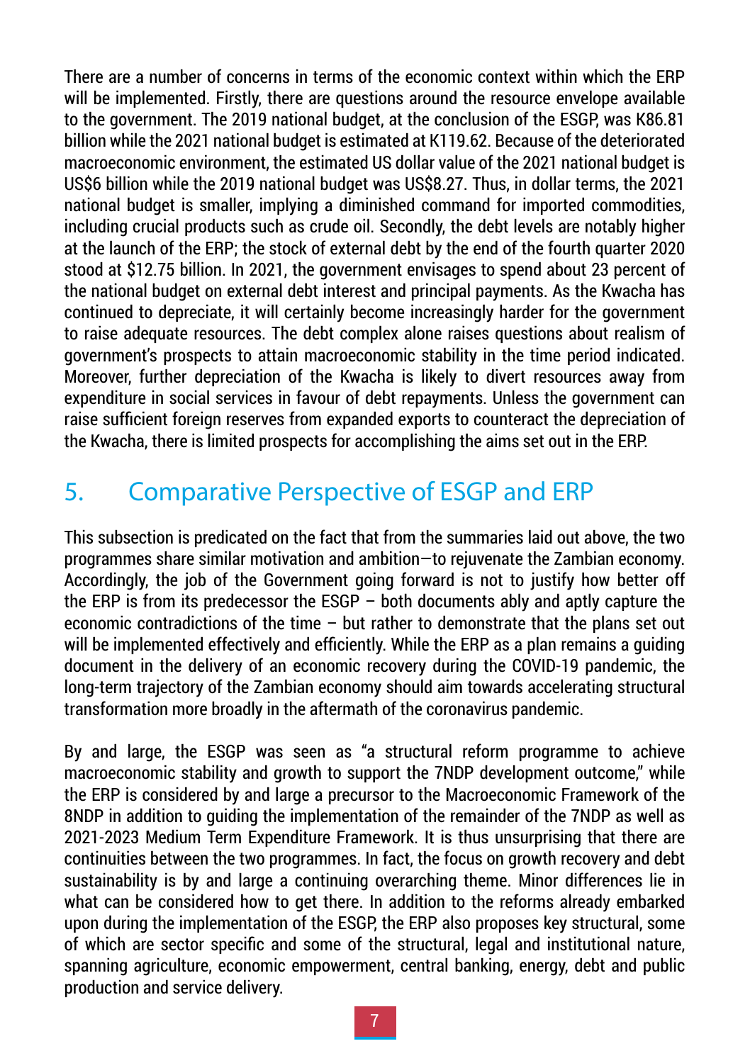There are a number of concerns in terms of the economic context within which the ERP will be implemented. Firstly, there are questions around the resource envelope available to the government. The 2019 national budget, at the conclusion of the ESGP, was K86.81 billion while the 2021 national budget is estimated at K119.62. Because of the deteriorated macroeconomic environment, the estimated US dollar value of the 2021 national budget is US$6 billion while the 2019 national budget was US$8.27. Thus, in dollar terms, the 2021 national budget is smaller, implying a diminished command for imported commodities, including crucial products such as crude oil. Secondly, the debt levels are notably higher at the launch of the ERP; the stock of external debt by the end of the fourth quarter 2020 stood at $12.75 billion. In 2021, the government envisages to spend about 23 percent of the national budget on external debt interest and principal payments. As the Kwacha has continued to depreciate, it will certainly become increasingly harder for the government to raise adequate resources. The debt complex alone raises questions about realism of government's prospects to attain macroeconomic stability in the time period indicated. Moreover, further depreciation of the Kwacha is likely to divert resources away from expenditure in social services in favour of debt repayments. Unless the government can raise sufficient foreign reserves from expanded exports to counteract the depreciation of the Kwacha, there is limited prospects for accomplishing the aims set out in the ERP.

# 5. Comparative Perspective of ESGP and ERP

This subsection is predicated on the fact that from the summaries laid out above, the two programmes share similar motivation and ambition—to rejuvenate the Zambian economy. Accordingly, the job of the Government going forward is not to justify how better off the ERP is from its predecessor the ESGP – both documents ably and aptly capture the economic contradictions of the time – but rather to demonstrate that the plans set out will be implemented effectively and efficiently. While the ERP as a plan remains a guiding document in the delivery of an economic recovery during the COVID-19 pandemic, the long-term trajectory of the Zambian economy should aim towards accelerating structural transformation more broadly in the aftermath of the coronavirus pandemic.

By and large, the ESGP was seen as "a structural reform programme to achieve macroeconomic stability and growth to support the 7NDP development outcome," while the ERP is considered by and large a precursor to the Macroeconomic Framework of the 8NDP in addition to guiding the implementation of the remainder of the 7NDP as well as 2021-2023 Medium Term Expenditure Framework. It is thus unsurprising that there are continuities between the two programmes. In fact, the focus on growth recovery and debt sustainability is by and large a continuing overarching theme. Minor differences lie in what can be considered how to get there. In addition to the reforms already embarked upon during the implementation of the ESGP, the ERP also proposes key structural, some of which are sector specific and some of the structural, legal and institutional nature, spanning agriculture, economic empowerment, central banking, energy, debt and public production and service delivery.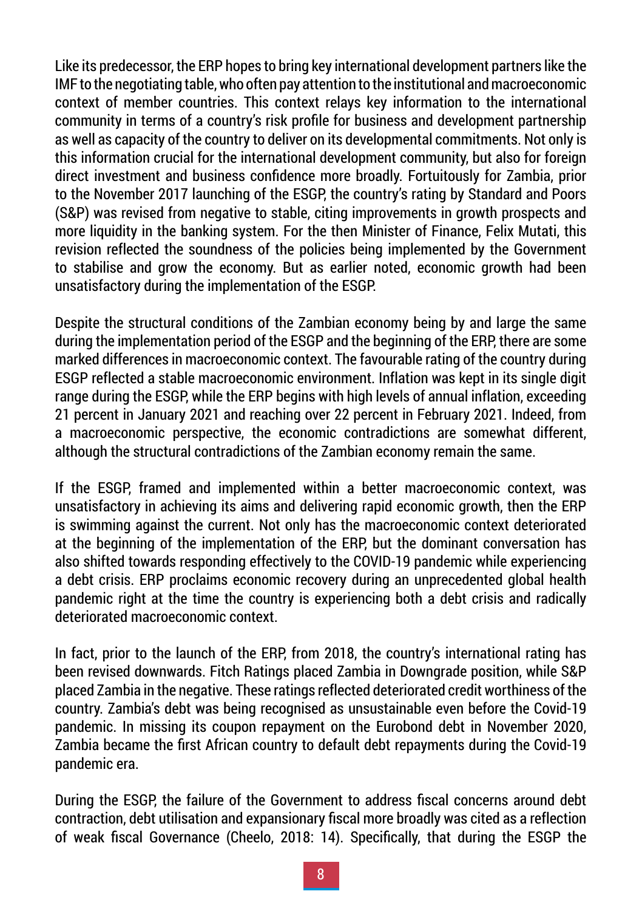Like its predecessor, the ERP hopes to bring key international development partners like the IMF to the negotiating table, who often pay attention to the institutional and macroeconomic context of member countries. This context relays key information to the international community in terms of a country's risk profile for business and development partnership as well as capacity of the country to deliver on its developmental commitments. Not only is this information crucial for the international development community, but also for foreign direct investment and business confidence more broadly. Fortuitously for Zambia, prior to the November 2017 launching of the ESGP, the country's rating by Standard and Poors (S&P) was revised from negative to stable, citing improvements in growth prospects and more liquidity in the banking system. For the then Minister of Finance, Felix Mutati, this revision reflected the soundness of the policies being implemented by the Government to stabilise and grow the economy. But as earlier noted, economic growth had been unsatisfactory during the implementation of the ESGP.

Despite the structural conditions of the Zambian economy being by and large the same during the implementation period of the ESGP and the beginning of the ERP, there are some marked differences in macroeconomic context. The favourable rating of the country during ESGP reflected a stable macroeconomic environment. Inflation was kept in its single digit range during the ESGP, while the ERP begins with high levels of annual inflation, exceeding 21 percent in January 2021 and reaching over 22 percent in February 2021. Indeed, from a macroeconomic perspective, the economic contradictions are somewhat different, although the structural contradictions of the Zambian economy remain the same.

If the ESGP, framed and implemented within a better macroeconomic context, was unsatisfactory in achieving its aims and delivering rapid economic growth, then the ERP is swimming against the current. Not only has the macroeconomic context deteriorated at the beginning of the implementation of the ERP, but the dominant conversation has also shifted towards responding effectively to the COVID-19 pandemic while experiencing a debt crisis. ERP proclaims economic recovery during an unprecedented global health pandemic right at the time the country is experiencing both a debt crisis and radically deteriorated macroeconomic context.

In fact, prior to the launch of the ERP, from 2018, the country's international rating has been revised downwards. Fitch Ratings placed Zambia in Downgrade position, while S&P placed Zambia in the negative. These ratings reflected deteriorated credit worthiness of the country. Zambia's debt was being recognised as unsustainable even before the Covid-19 pandemic. In missing its coupon repayment on the Eurobond debt in November 2020, Zambia became the first African country to default debt repayments during the Covid-19 pandemic era.

During the ESGP, the failure of the Government to address fiscal concerns around debt contraction, debt utilisation and expansionary fiscal more broadly was cited as a reflection of weak fiscal Governance (Cheelo, 2018: 14). Specifically, that during the ESGP the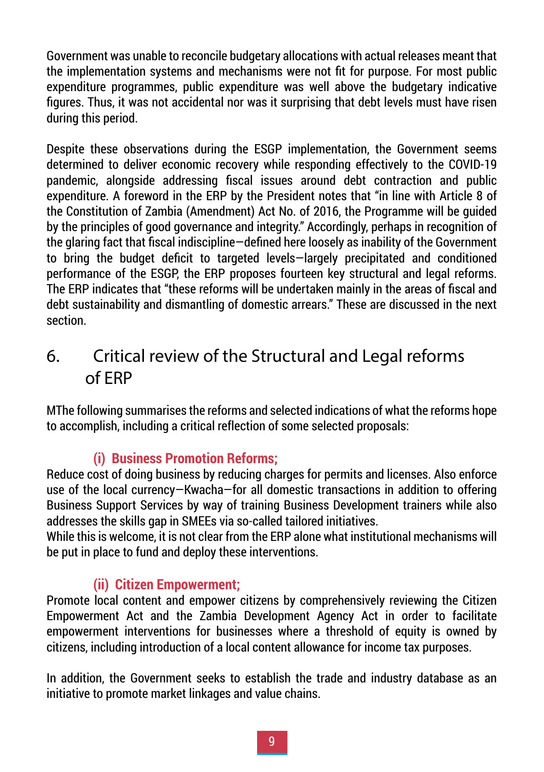Government was unable to reconcile budgetary allocations with actual releases meant that the implementation systems and mechanisms were not fit for purpose. For most public expenditure programmes, public expenditure was well above the budgetary indicative figures. Thus, it was not accidental nor was it surprising that debt levels must have risen during this period.

Despite these observations during the ESGP implementation, the Government seems determined to deliver economic recovery while responding effectively to the COVID-19 pandemic, alongside addressing fiscal issues around debt contraction and public expenditure. A foreword in the ERP by the President notes that "in line with Article 8 of the Constitution of Zambia (Amendment) Act No. of 2016, the Programme will be guided by the principles of good governance and integrity." Accordingly, perhaps in recognition of the glaring fact that fiscal indiscipline—defined here loosely as inability of the Government to bring the budget deficit to targeted levels—largely precipitated and conditioned performance of the ESGP, the ERP proposes fourteen key structural and legal reforms. The ERP indicates that "these reforms will be undertaken mainly in the areas of fiscal and debt sustainability and dismantling of domestic arrears." These are discussed in the next section.

## 6. Critical review of the Structural and Legal reforms of ERP

MThe following summarises the reforms and selected indications of what the reforms hope to accomplish, including a critical reflection of some selected proposals:

### (i) Business Promotion Reforms;

Reduce cost of doing business by reducing charges for permits and licenses. Also enforce use of the local currency—Kwacha—for all domestic transactions in addition to offering Business Support Services by way of training Business Development trainers while also addresses the skills gap in SMEEs via so-called tailored initiatives.
While this is welcome, it is not clear from the ERP alone what institutional mechanisms will be put in place to fund and deploy these interventions.

### (ii) Citizen Empowerment;

Promote local content and empower citizens by comprehensively reviewing the Citizen Empowerment Act and the Zambia Development Agency Act in order to facilitate empowerment interventions for businesses where a threshold of equity is owned by citizens, including introduction of a local content allowance for income tax purposes.

In addition, the Government seeks to establish the trade and industry database as an initiative to promote market linkages and value chains.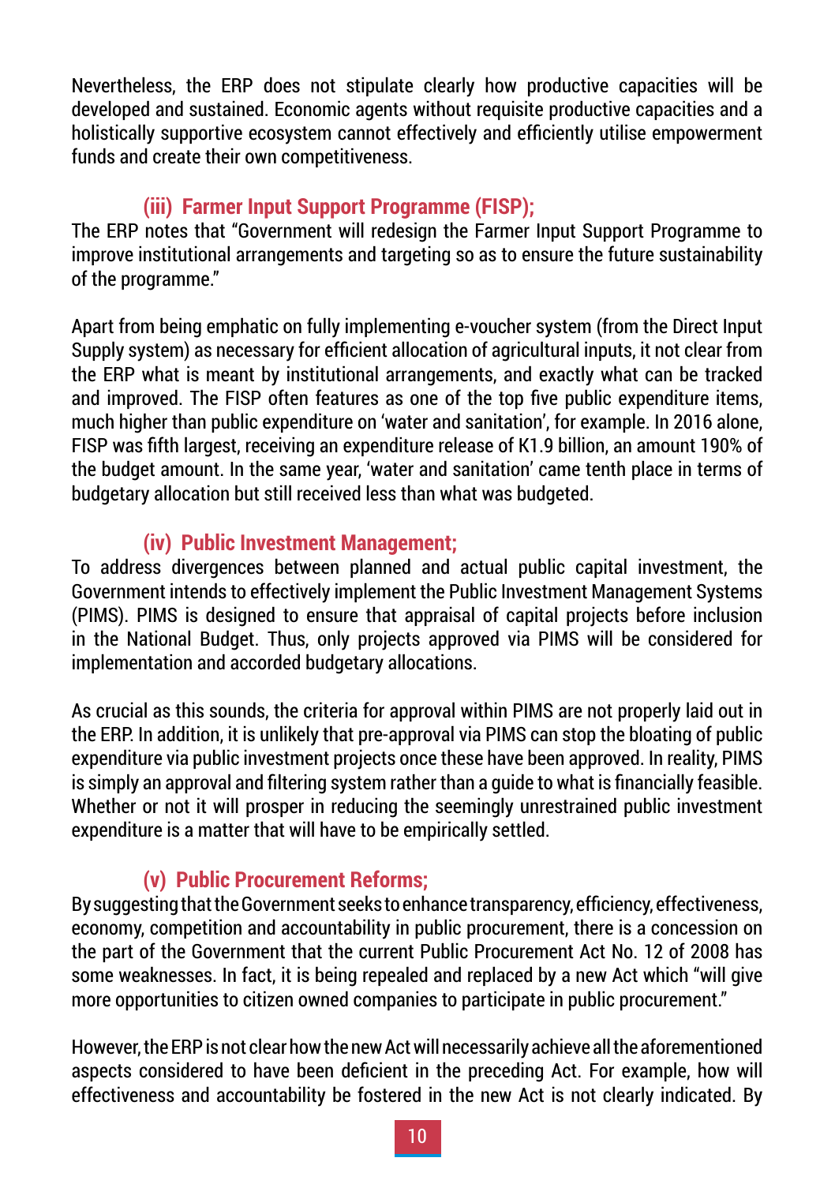Nevertheless, the ERP does not stipulate clearly how productive capacities will be developed and sustained. Economic agents without requisite productive capacities and a holistically supportive ecosystem cannot effectively and efficiently utilise empowerment funds and create their own competitiveness.

### (iii) Farmer Input Support Programme (FISP);

The ERP notes that "Government will redesign the Farmer Input Support Programme to improve institutional arrangements and targeting so as to ensure the future sustainability of the programme."

Apart from being emphatic on fully implementing e-voucher system (from the Direct Input Supply system) as necessary for efficient allocation of agricultural inputs, it not clear from the ERP what is meant by institutional arrangements, and exactly what can be tracked and improved. The FISP often features as one of the top five public expenditure items, much higher than public expenditure on 'water and sanitation', for example. In 2016 alone, FISP was fifth largest, receiving an expenditure release of K1.9 billion, an amount 190% of the budget amount. In the same year, 'water and sanitation' came tenth place in terms of budgetary allocation but still received less than what was budgeted.

### (iv) Public Investment Management;

To address divergences between planned and actual public capital investment, the Government intends to effectively implement the Public Investment Management Systems (PIMS). PIMS is designed to ensure that appraisal of capital projects before inclusion in the National Budget. Thus, only projects approved via PIMS will be considered for implementation and accorded budgetary allocations.

As crucial as this sounds, the criteria for approval within PIMS are not properly laid out in the ERP. In addition, it is unlikely that pre-approval via PIMS can stop the bloating of public expenditure via public investment projects once these have been approved. In reality, PIMS is simply an approval and filtering system rather than a guide to what is financially feasible. Whether or not it will prosper in reducing the seemingly unrestrained public investment expenditure is a matter that will have to be empirically settled.

### (v) Public Procurement Reforms;

By suggesting that the Government seeks to enhance transparency, efficiency, effectiveness, economy, competition and accountability in public procurement, there is a concession on the part of the Government that the current Public Procurement Act No. 12 of 2008 has some weaknesses. In fact, it is being repealed and replaced by a new Act which "will give more opportunities to citizen owned companies to participate in public procurement."

However, the ERP is not clear how the new Act will necessarily achieve all the aforementioned aspects considered to have been deficient in the preceding Act. For example, how will effectiveness and accountability be fostered in the new Act is not clearly indicated. By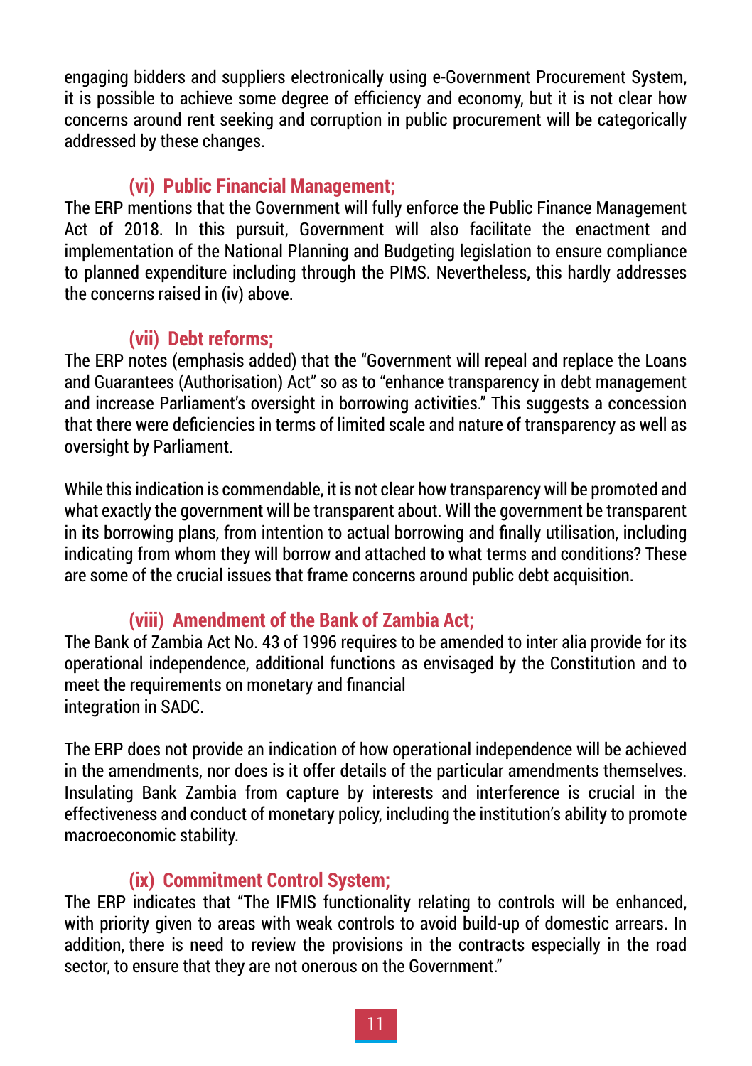engaging bidders and suppliers electronically using e-Government Procurement System, it is possible to achieve some degree of efficiency and economy, but it is not clear how concerns around rent seeking and corruption in public procurement will be categorically addressed by these changes.

### (vi) Public Financial Management;

The ERP mentions that the Government will fully enforce the Public Finance Management Act of 2018. In this pursuit, Government will also facilitate the enactment and implementation of the National Planning and Budgeting legislation to ensure compliance to planned expenditure including through the PIMS. Nevertheless, this hardly addresses the concerns raised in (iv) above.

### (vii) Debt reforms;

The ERP notes (emphasis added) that the "Government will repeal and replace the Loans and Guarantees (Authorisation) Act" so as to "enhance transparency in debt management and increase Parliament's oversight in borrowing activities." This suggests a concession that there were deficiencies in terms of limited scale and nature of transparency as well as oversight by Parliament.

While this indication is commendable, it is not clear how transparency will be promoted and what exactly the government will be transparent about. Will the government be transparent in its borrowing plans, from intention to actual borrowing and finally utilisation, including indicating from whom they will borrow and attached to what terms and conditions? These are some of the crucial issues that frame concerns around public debt acquisition.

### (viii) Amendment of the Bank of Zambia Act;

The Bank of Zambia Act No. 43 of 1996 requires to be amended to inter alia provide for its operational independence, additional functions as envisaged by the Constitution and to meet the requirements on monetary and financial integration in SADC.

The ERP does not provide an indication of how operational independence will be achieved in the amendments, nor does is it offer details of the particular amendments themselves. Insulating Bank Zambia from capture by interests and interference is crucial in the effectiveness and conduct of monetary policy, including the institution's ability to promote macroeconomic stability.

### (ix) Commitment Control System;

The ERP indicates that "The IFMIS functionality relating to controls will be enhanced, with priority given to areas with weak controls to avoid build-up of domestic arrears. In addition, there is need to review the provisions in the contracts especially in the road sector, to ensure that they are not onerous on the Government."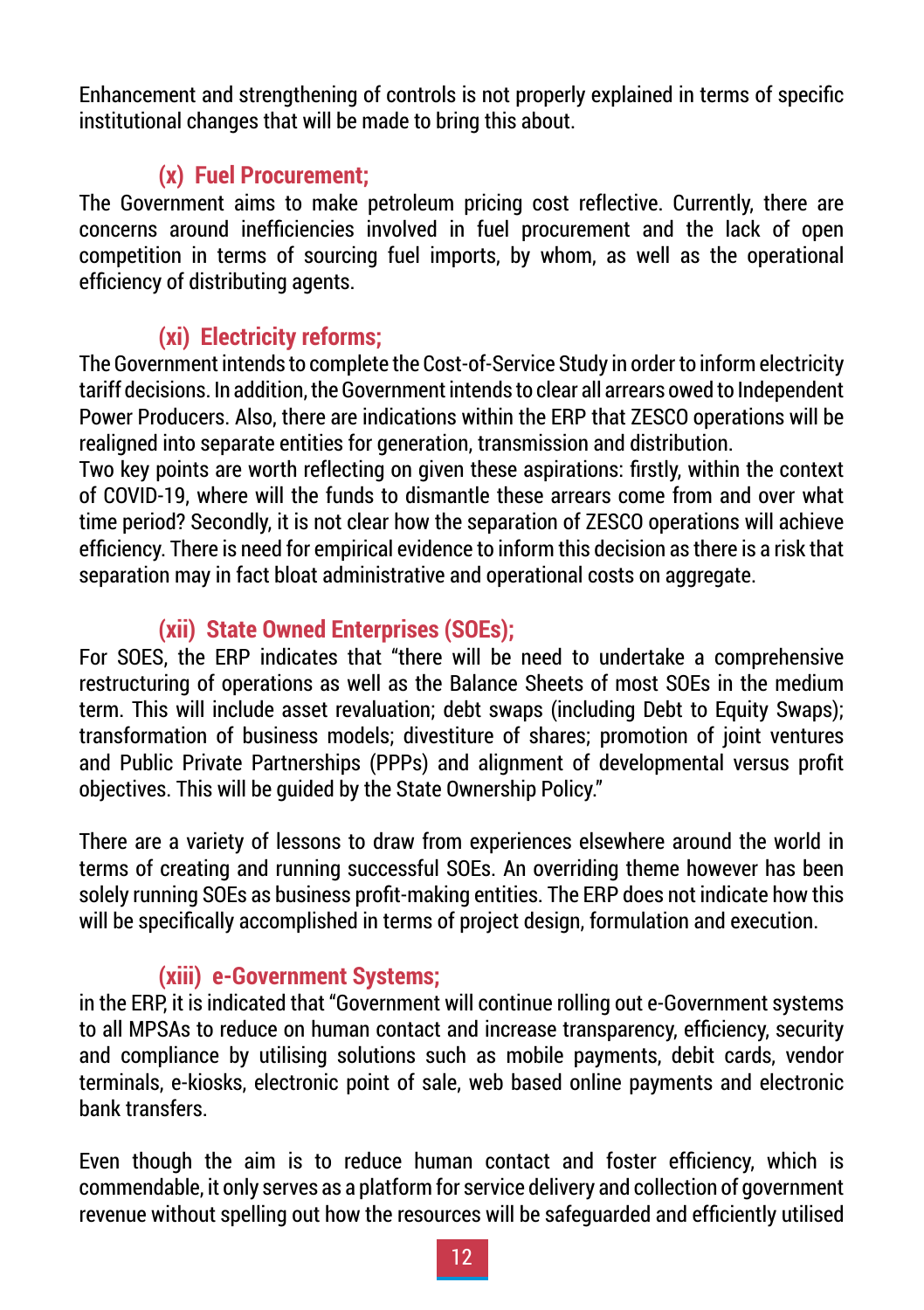Enhancement and strengthening of controls is not properly explained in terms of specific institutional changes that will be made to bring this about.

### (x) Fuel Procurement;

The Government aims to make petroleum pricing cost reflective. Currently, there are concerns around inefficiencies involved in fuel procurement and the lack of open competition in terms of sourcing fuel imports, by whom, as well as the operational efficiency of distributing agents.

### (xi) Electricity reforms;

The Government intends to complete the Cost-of-Service Study in order to inform electricity tariff decisions. In addition, the Government intends to clear all arrears owed to Independent Power Producers. Also, there are indications within the ERP that ZESCO operations will be realigned into separate entities for generation, transmission and distribution.

Two key points are worth reflecting on given these aspirations: firstly, within the context of COVID-19, where will the funds to dismantle these arrears come from and over what time period? Secondly, it is not clear how the separation of ZESCO operations will achieve efficiency. There is need for empirical evidence to inform this decision as there is a risk that separation may in fact bloat administrative and operational costs on aggregate.

### (xii) State Owned Enterprises (SOEs);

For SOES, the ERP indicates that "there will be need to undertake a comprehensive restructuring of operations as well as the Balance Sheets of most SOEs in the medium term. This will include asset revaluation; debt swaps (including Debt to Equity Swaps); transformation of business models; divestiture of shares; promotion of joint ventures and Public Private Partnerships (PPPs) and alignment of developmental versus profit objectives. This will be guided by the State Ownership Policy."

There are a variety of lessons to draw from experiences elsewhere around the world in terms of creating and running successful SOEs. An overriding theme however has been solely running SOEs as business profit-making entities. The ERP does not indicate how this will be specifically accomplished in terms of project design, formulation and execution.

### (xiii) e-Government Systems;

in the ERP, it is indicated that "Government will continue rolling out e-Government systems to all MPSAs to reduce on human contact and increase transparency, efficiency, security and compliance by utilising solutions such as mobile payments, debit cards, vendor terminals, e-kiosks, electronic point of sale, web based online payments and electronic bank transfers.

Even though the aim is to reduce human contact and foster efficiency, which is commendable, it only serves as a platform for service delivery and collection of government revenue without spelling out how the resources will be safeguarded and efficiently utilised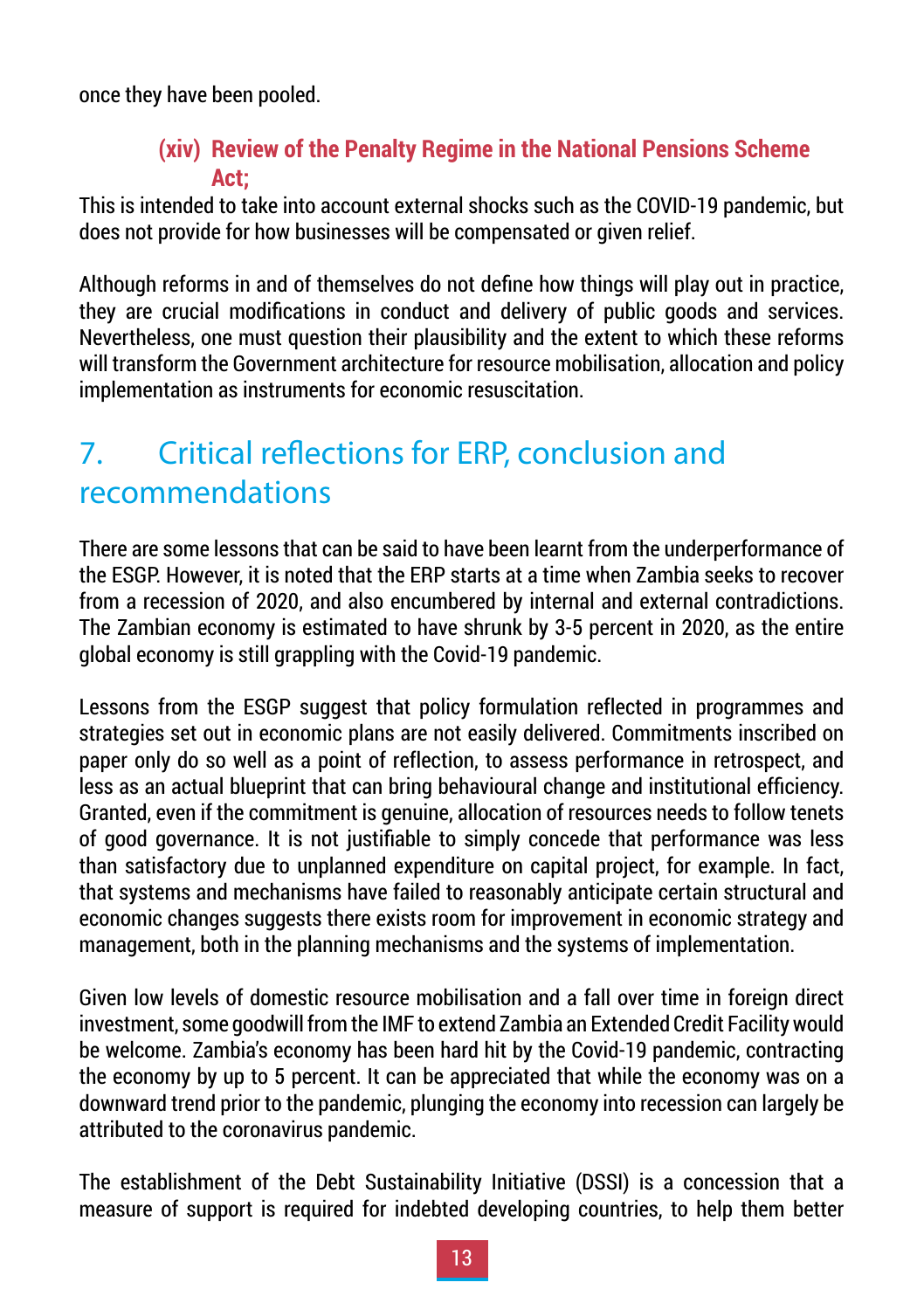once they have been pooled.

**(xiv) Review of the Penalty Regime in the National Pensions Scheme Act;**

This is intended to take into account external shocks such as the COVID-19 pandemic, but does not provide for how businesses will be compensated or given relief.

Although reforms in and of themselves do not define how things will play out in practice, they are crucial modifications in conduct and delivery of public goods and services. Nevertheless, one must question their plausibility and the extent to which these reforms will transform the Government architecture for resource mobilisation, allocation and policy implementation as instruments for economic resuscitation.

## 7. Critical reflections for ERP, conclusion and recommendations

There are some lessons that can be said to have been learnt from the underperformance of the ESGP. However, it is noted that the ERP starts at a time when Zambia seeks to recover from a recession of 2020, and also encumbered by internal and external contradictions. The Zambian economy is estimated to have shrunk by 3-5 percent in 2020, as the entire global economy is still grappling with the Covid-19 pandemic.

Lessons from the ESGP suggest that policy formulation reflected in programmes and strategies set out in economic plans are not easily delivered. Commitments inscribed on paper only do so well as a point of reflection, to assess performance in retrospect, and less as an actual blueprint that can bring behavioural change and institutional efficiency. Granted, even if the commitment is genuine, allocation of resources needs to follow tenets of good governance. It is not justifiable to simply concede that performance was less than satisfactory due to unplanned expenditure on capital project, for example. In fact, that systems and mechanisms have failed to reasonably anticipate certain structural and economic changes suggests there exists room for improvement in economic strategy and management, both in the planning mechanisms and the systems of implementation.

Given low levels of domestic resource mobilisation and a fall over time in foreign direct investment, some goodwill from the IMF to extend Zambia an Extended Credit Facility would be welcome. Zambia's economy has been hard hit by the Covid-19 pandemic, contracting the economy by up to 5 percent. It can be appreciated that while the economy was on a downward trend prior to the pandemic, plunging the economy into recession can largely be attributed to the coronavirus pandemic.

The establishment of the Debt Sustainability Initiative (DSSI) is a concession that a measure of support is required for indebted developing countries, to help them better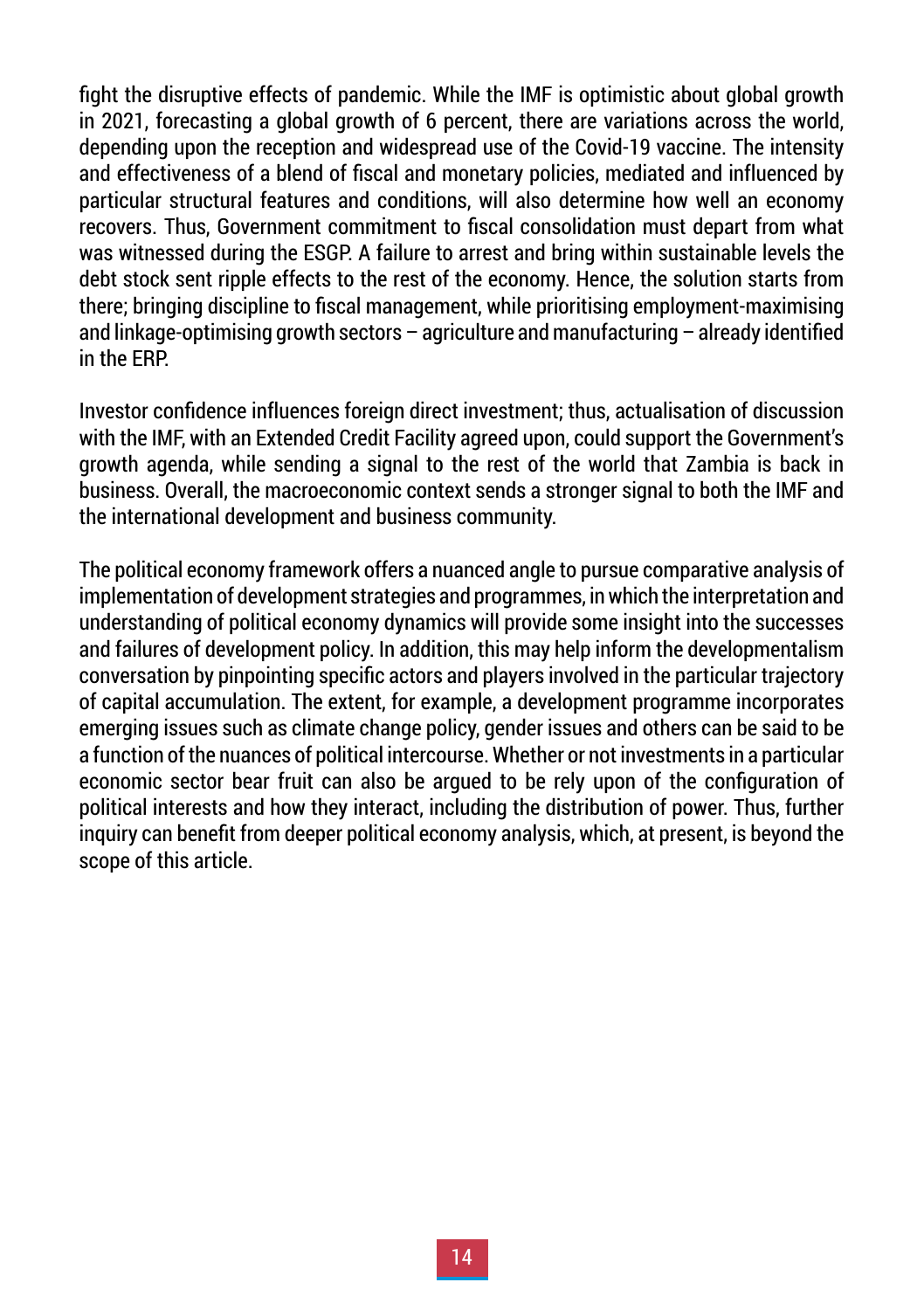fight the disruptive effects of pandemic. While the IMF is optimistic about global growth in 2021, forecasting a global growth of 6 percent, there are variations across the world, depending upon the reception and widespread use of the Covid-19 vaccine. The intensity and effectiveness of a blend of fiscal and monetary policies, mediated and influenced by particular structural features and conditions, will also determine how well an economy recovers. Thus, Government commitment to fiscal consolidation must depart from what was witnessed during the ESGP. A failure to arrest and bring within sustainable levels the debt stock sent ripple effects to the rest of the economy. Hence, the solution starts from there; bringing discipline to fiscal management, while prioritising employment-maximising and linkage-optimising growth sectors – agriculture and manufacturing – already identified in the ERP.

Investor confidence influences foreign direct investment; thus, actualisation of discussion with the IMF, with an Extended Credit Facility agreed upon, could support the Government's growth agenda, while sending a signal to the rest of the world that Zambia is back in business. Overall, the macroeconomic context sends a stronger signal to both the IMF and the international development and business community.

The political economy framework offers a nuanced angle to pursue comparative analysis of implementation of development strategies and programmes, in which the interpretation and understanding of political economy dynamics will provide some insight into the successes and failures of development policy. In addition, this may help inform the developmentalism conversation by pinpointing specific actors and players involved in the particular trajectory of capital accumulation. The extent, for example, a development programme incorporates emerging issues such as climate change policy, gender issues and others can be said to be a function of the nuances of political intercourse. Whether or not investments in a particular economic sector bear fruit can also be argued to be rely upon of the configuration of political interests and how they interact, including the distribution of power. Thus, further inquiry can benefit from deeper political economy analysis, which, at present, is beyond the scope of this article.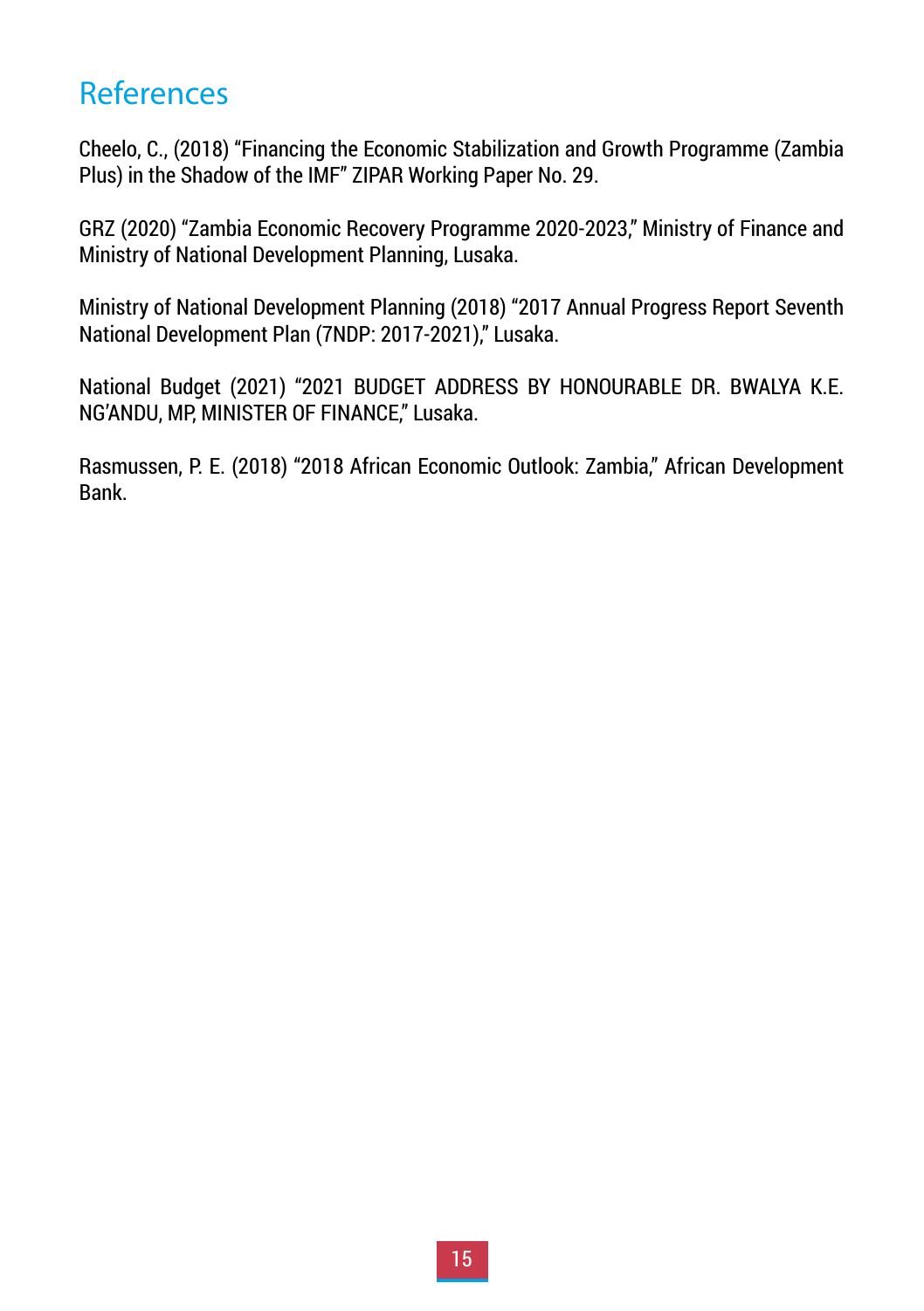# References

Cheelo, C., (2018) "Financing the Economic Stabilization and Growth Programme (Zambia Plus) in the Shadow of the IMF" ZIPAR Working Paper No. 29.

GRZ (2020) "Zambia Economic Recovery Programme 2020-2023," Ministry of Finance and Ministry of National Development Planning, Lusaka.

Ministry of National Development Planning (2018) "2017 Annual Progress Report Seventh National Development Plan (7NDP: 2017-2021)," Lusaka.

National Budget (2021) "2021 BUDGET ADDRESS BY HONOURABLE DR. BWALYA K.E. NG'ANDU, MP, MINISTER OF FINANCE," Lusaka.

Rasmussen, P. E. (2018) "2018 African Economic Outlook: Zambia," African Development Bank.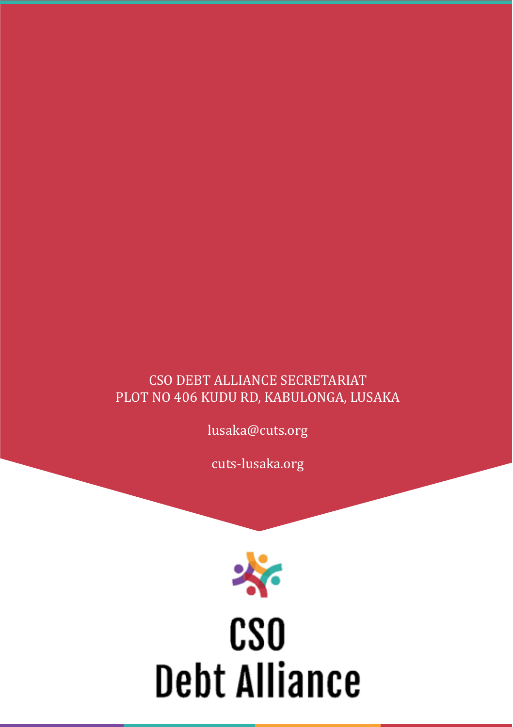CSO DEBT ALLIANCE SECRETARIAT
PLOT NO 406 KUDU RD, KABULONGA, LUSAKA

lusaka@cuts.org

cuts-lusaka.org

CSO
Debt Alliance